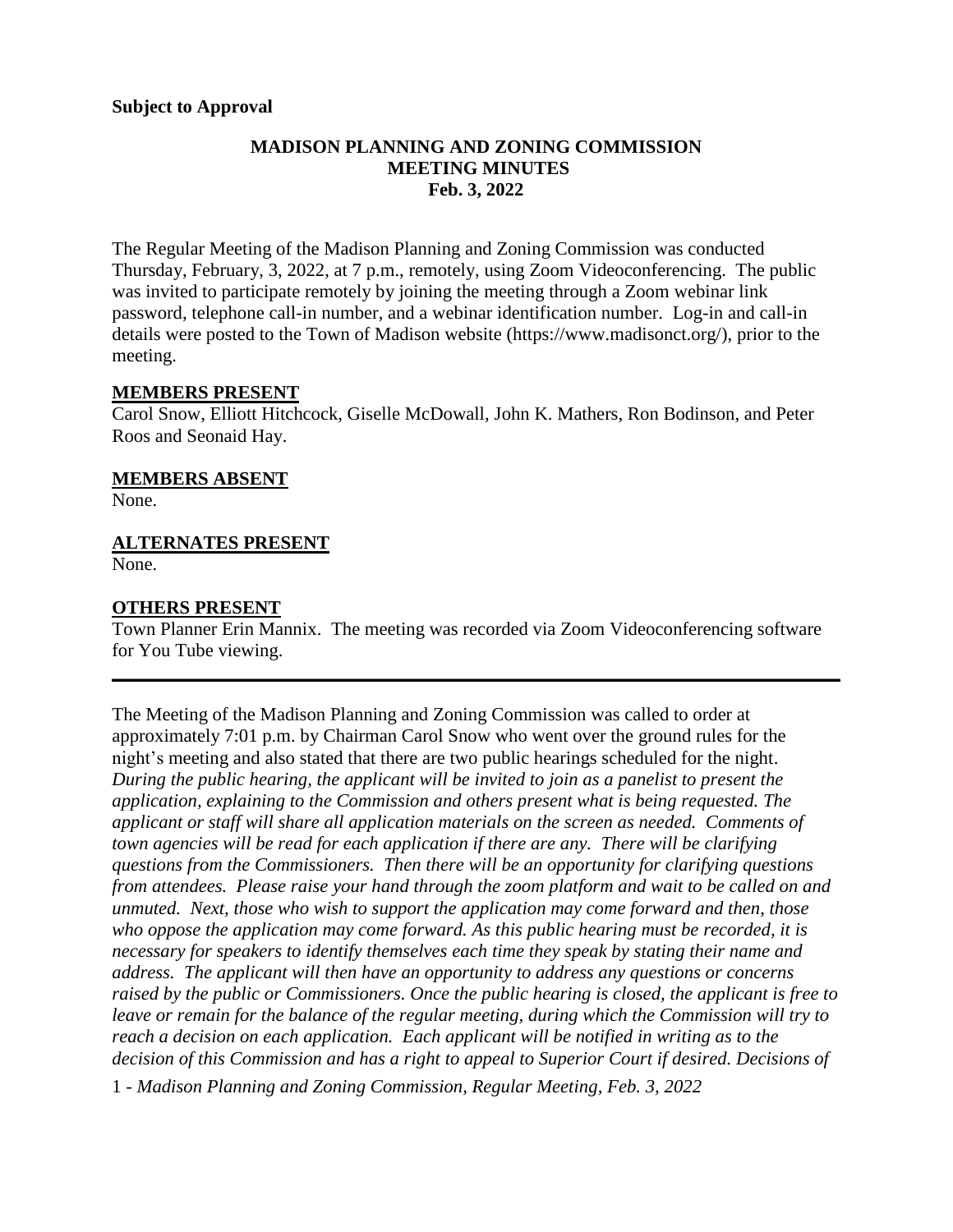**Subject to Approval**

# MADISON PLANNING AND ZONING COMMISSION
## MEETING MINUTES
### Feb. 3, 2022

The Regular Meeting of the Madison Planning and Zoning Commission was conducted Thursday, February, 3, 2022, at 7 p.m., remotely, using Zoom Videoconferencing. The public was invited to participate remotely by joining the meeting through a Zoom webinar link password, telephone call-in number, and a webinar identification number. Log-in and call-in details were posted to the Town of Madison website (https://www.madisonct.org/), prior to the meeting.

**MEMBERS PRESENT**

Carol Snow, Elliott Hitchcock, Giselle McDowall, John K. Mathers, Ron Bodinson, and Peter Roos and Seonaid Hay.

**MEMBERS ABSENT**

None.

**ALTERNATES PRESENT**

None.

**OTHERS PRESENT**

Town Planner Erin Mannix. The meeting was recorded via Zoom Videoconferencing software for You Tube viewing.

---

The Meeting of the Madison Planning and Zoning Commission was called to order at approximately 7:01 p.m. by Chairman Carol Snow who went over the ground rules for the night's meeting and also stated that there are two public hearings scheduled for the night. *During the public hearing, the applicant will be invited to join as a panelist to present the application, explaining to the Commission and others present what is being requested. The applicant or staff will share all application materials on the screen as needed. Comments of town agencies will be read for each application if there are any. There will be clarifying questions from the Commissioners. Then there will be an opportunity for clarifying questions from attendees. Please raise your hand through the zoom platform and wait to be called on and unmuted. Next, those who wish to support the application may come forward and then, those who oppose the application may come forward. As this public hearing must be recorded, it is necessary for speakers to identify themselves each time they speak by stating their name and address. The applicant will then have an opportunity to address any questions or concerns raised by the public or Commissioners. Once the public hearing is closed, the applicant is free to leave or remain for the balance of the regular meeting, during which the Commission will try to reach a decision on each application. Each applicant will be notified in writing as to the decision of this Commission and has a right to appeal to Superior Court if desired. Decisions of*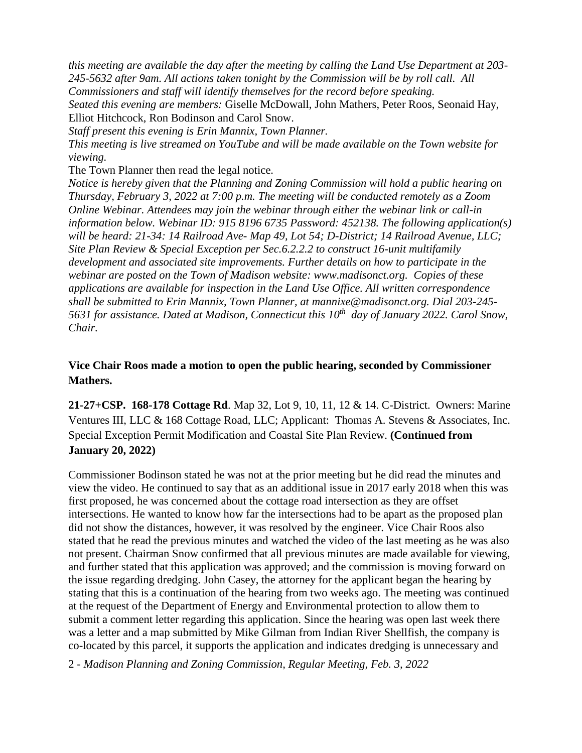*this meeting are available the day after the meeting by calling the Land Use Department at 203-245-5632 after 9am. All actions taken tonight by the Commission will be by roll call. All Commissioners and staff will identify themselves for the record before speaking.*

*Seated this evening are members:* Giselle McDowall, John Mathers, Peter Roos, Seonaid Hay, Elliot Hitchcock, Ron Bodinson and Carol Snow.

*Staff present this evening is Erin Mannix, Town Planner.*

*This meeting is live streamed on YouTube and will be made available on the Town website for viewing.*

The Town Planner then read the legal notice.

*Notice is hereby given that the Planning and Zoning Commission will hold a public hearing on Thursday, February 3, 2022 at 7:00 p.m. The meeting will be conducted remotely as a Zoom Online Webinar. Attendees may join the webinar through either the webinar link or call-in information below. Webinar ID: 915 8196 6735 Password: 452138. The following application(s) will be heard: 21-34: 14 Railroad Ave- Map 49, Lot 54; D-District; 14 Railroad Avenue, LLC; Site Plan Review & Special Exception per Sec.6.2.2.2 to construct 16-unit multifamily development and associated site improvements. Further details on how to participate in the webinar are posted on the Town of Madison website: www.madisonct.org. Copies of these applications are available for inspection in the Land Use Office. All written correspondence shall be submitted to Erin Mannix, Town Planner, at mannixe@madisonct.org. Dial 203-245-5631 for assistance. Dated at Madison, Connecticut this 10th day of January 2022. Carol Snow, Chair.*

**Vice Chair Roos made a motion to open the public hearing, seconded by Commissioner Mathers.**

**21-27+CSP. 168-178 Cottage Rd**. Map 32, Lot 9, 10, 11, 12 & 14. C-District. Owners: Marine Ventures III, LLC & 168 Cottage Road, LLC; Applicant: Thomas A. Stevens & Associates, Inc. Special Exception Permit Modification and Coastal Site Plan Review. **(Continued from January 20, 2022)**

Commissioner Bodinson stated he was not at the prior meeting but he did read the minutes and view the video. He continued to say that as an additional issue in 2017 early 2018 when this was first proposed, he was concerned about the cottage road intersection as they are offset intersections. He wanted to know how far the intersections had to be apart as the proposed plan did not show the distances, however, it was resolved by the engineer. Vice Chair Roos also stated that he read the previous minutes and watched the video of the last meeting as he was also not present. Chairman Snow confirmed that all previous minutes are made available for viewing, and further stated that this application was approved; and the commission is moving forward on the issue regarding dredging. John Casey, the attorney for the applicant began the hearing by stating that this is a continuation of the hearing from two weeks ago. The meeting was continued at the request of the Department of Energy and Environmental protection to allow them to submit a comment letter regarding this application. Since the hearing was open last week there was a letter and a map submitted by Mike Gilman from Indian River Shellfish, the company is co-located by this parcel, it supports the application and indicates dredging is unnecessary and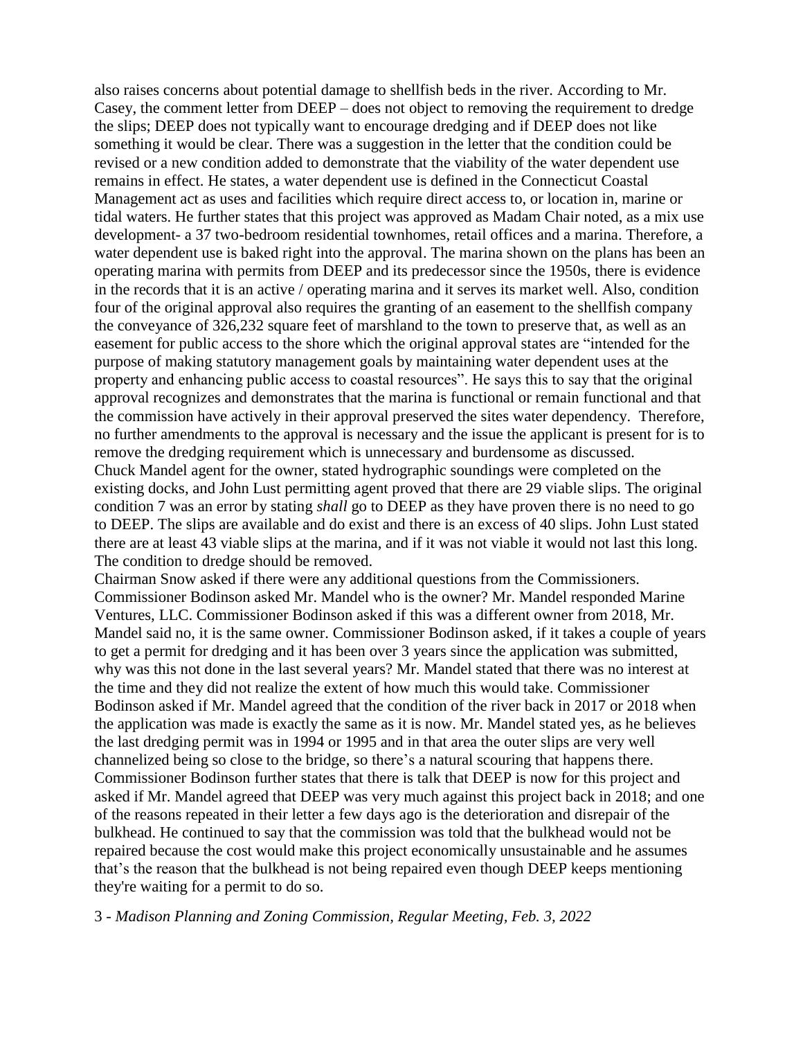also raises concerns about potential damage to shellfish beds in the river. According to Mr. Casey, the comment letter from DEEP – does not object to removing the requirement to dredge the slips; DEEP does not typically want to encourage dredging and if DEEP does not like something it would be clear. There was a suggestion in the letter that the condition could be revised or a new condition added to demonstrate that the viability of the water dependent use remains in effect. He states, a water dependent use is defined in the Connecticut Coastal Management act as uses and facilities which require direct access to, or location in, marine or tidal waters. He further states that this project was approved as Madam Chair noted, as a mix use development- a 37 two-bedroom residential townhomes, retail offices and a marina. Therefore, a water dependent use is baked right into the approval. The marina shown on the plans has been an operating marina with permits from DEEP and its predecessor since the 1950s, there is evidence in the records that it is an active / operating marina and it serves its market well. Also, condition four of the original approval also requires the granting of an easement to the shellfish company the conveyance of 326,232 square feet of marshland to the town to preserve that, as well as an easement for public access to the shore which the original approval states are "intended for the purpose of making statutory management goals by maintaining water dependent uses at the property and enhancing public access to coastal resources". He says this to say that the original approval recognizes and demonstrates that the marina is functional or remain functional and that the commission have actively in their approval preserved the sites water dependency. Therefore, no further amendments to the approval is necessary and the issue the applicant is present for is to remove the dredging requirement which is unnecessary and burdensome as discussed.

Chuck Mandel agent for the owner, stated hydrographic soundings were completed on the existing docks, and John Lust permitting agent proved that there are 29 viable slips. The original condition 7 was an error by stating *shall* go to DEEP as they have proven there is no need to go to DEEP. The slips are available and do exist and there is an excess of 40 slips. John Lust stated there are at least 43 viable slips at the marina, and if it was not viable it would not last this long. The condition to dredge should be removed.

Chairman Snow asked if there were any additional questions from the Commissioners. Commissioner Bodinson asked Mr. Mandel who is the owner? Mr. Mandel responded Marine Ventures, LLC. Commissioner Bodinson asked if this was a different owner from 2018, Mr. Mandel said no, it is the same owner. Commissioner Bodinson asked, if it takes a couple of years to get a permit for dredging and it has been over 3 years since the application was submitted, why was this not done in the last several years? Mr. Mandel stated that there was no interest at the time and they did not realize the extent of how much this would take. Commissioner Bodinson asked if Mr. Mandel agreed that the condition of the river back in 2017 or 2018 when the application was made is exactly the same as it is now. Mr. Mandel stated yes, as he believes the last dredging permit was in 1994 or 1995 and in that area the outer slips are very well channelized being so close to the bridge, so there's a natural scouring that happens there. Commissioner Bodinson further states that there is talk that DEEP is now for this project and asked if Mr. Mandel agreed that DEEP was very much against this project back in 2018; and one of the reasons repeated in their letter a few days ago is the deterioration and disrepair of the bulkhead. He continued to say that the commission was told that the bulkhead would not be repaired because the cost would make this project economically unsustainable and he assumes that's the reason that the bulkhead is not being repaired even though DEEP keeps mentioning they're waiting for a permit to do so.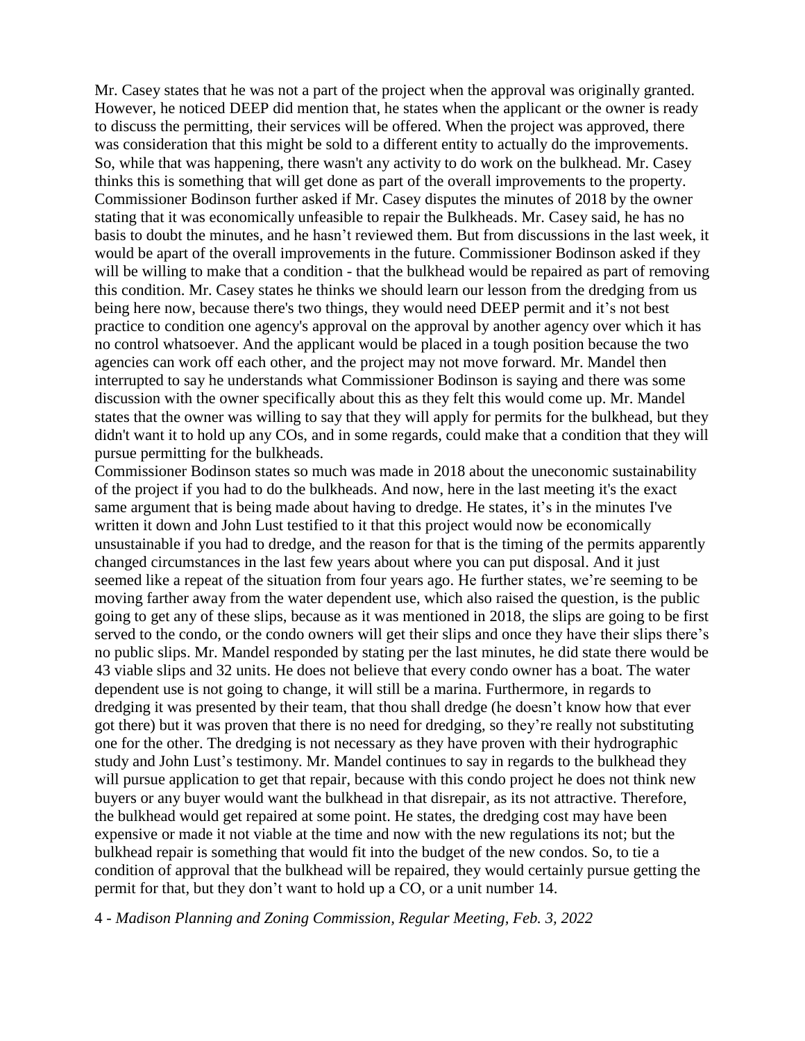Mr. Casey states that he was not a part of the project when the approval was originally granted. However, he noticed DEEP did mention that, he states when the applicant or the owner is ready to discuss the permitting, their services will be offered. When the project was approved, there was consideration that this might be sold to a different entity to actually do the improvements. So, while that was happening, there wasn't any activity to do work on the bulkhead. Mr. Casey thinks this is something that will get done as part of the overall improvements to the property. Commissioner Bodinson further asked if Mr. Casey disputes the minutes of 2018 by the owner stating that it was economically unfeasible to repair the Bulkheads. Mr. Casey said, he has no basis to doubt the minutes, and he hasn't reviewed them. But from discussions in the last week, it would be apart of the overall improvements in the future. Commissioner Bodinson asked if they will be willing to make that a condition - that the bulkhead would be repaired as part of removing this condition. Mr. Casey states he thinks we should learn our lesson from the dredging from us being here now, because there's two things, they would need DEEP permit and it's not best practice to condition one agency's approval on the approval by another agency over which it has no control whatsoever. And the applicant would be placed in a tough position because the two agencies can work off each other, and the project may not move forward. Mr. Mandel then interrupted to say he understands what Commissioner Bodinson is saying and there was some discussion with the owner specifically about this as they felt this would come up. Mr. Mandel states that the owner was willing to say that they will apply for permits for the bulkhead, but they didn't want it to hold up any COs, and in some regards, could make that a condition that they will pursue permitting for the bulkheads.

Commissioner Bodinson states so much was made in 2018 about the uneconomic sustainability of the project if you had to do the bulkheads. And now, here in the last meeting it's the exact same argument that is being made about having to dredge. He states, it's in the minutes I've written it down and John Lust testified to it that this project would now be economically unsustainable if you had to dredge, and the reason for that is the timing of the permits apparently changed circumstances in the last few years about where you can put disposal. And it just seemed like a repeat of the situation from four years ago. He further states, we're seeming to be moving farther away from the water dependent use, which also raised the question, is the public going to get any of these slips, because as it was mentioned in 2018, the slips are going to be first served to the condo, or the condo owners will get their slips and once they have their slips there's no public slips. Mr. Mandel responded by stating per the last minutes, he did state there would be 43 viable slips and 32 units. He does not believe that every condo owner has a boat. The water dependent use is not going to change, it will still be a marina. Furthermore, in regards to dredging it was presented by their team, that thou shall dredge (he doesn't know how that ever got there) but it was proven that there is no need for dredging, so they're really not substituting one for the other. The dredging is not necessary as they have proven with their hydrographic study and John Lust's testimony. Mr. Mandel continues to say in regards to the bulkhead they will pursue application to get that repair, because with this condo project he does not think new buyers or any buyer would want the bulkhead in that disrepair, as its not attractive. Therefore, the bulkhead would get repaired at some point. He states, the dredging cost may have been expensive or made it not viable at the time and now with the new regulations its not; but the bulkhead repair is something that would fit into the budget of the new condos. So, to tie a condition of approval that the bulkhead will be repaired, they would certainly pursue getting the permit for that, but they don't want to hold up a CO, or a unit number 14.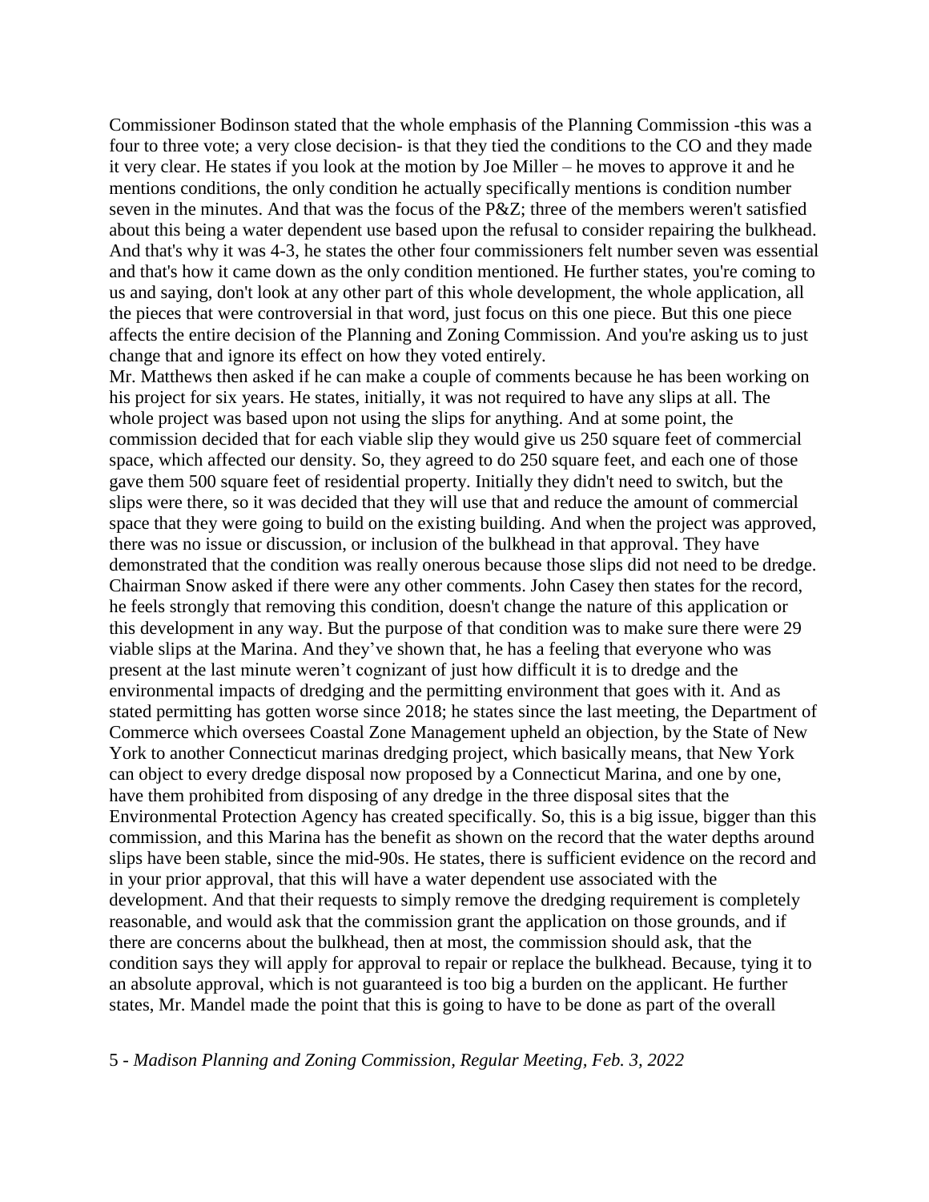Commissioner Bodinson stated that the whole emphasis of the Planning Commission -this was a four to three vote; a very close decision- is that they tied the conditions to the CO and they made it very clear. He states if you look at the motion by Joe Miller – he moves to approve it and he mentions conditions, the only condition he actually specifically mentions is condition number seven in the minutes. And that was the focus of the P&Z; three of the members weren't satisfied about this being a water dependent use based upon the refusal to consider repairing the bulkhead. And that's why it was 4-3, he states the other four commissioners felt number seven was essential and that's how it came down as the only condition mentioned. He further states, you're coming to us and saying, don't look at any other part of this whole development, the whole application, all the pieces that were controversial in that word, just focus on this one piece. But this one piece affects the entire decision of the Planning and Zoning Commission. And you're asking us to just change that and ignore its effect on how they voted entirely.

Mr. Matthews then asked if he can make a couple of comments because he has been working on his project for six years. He states, initially, it was not required to have any slips at all. The whole project was based upon not using the slips for anything. And at some point, the commission decided that for each viable slip they would give us 250 square feet of commercial space, which affected our density. So, they agreed to do 250 square feet, and each one of those gave them 500 square feet of residential property. Initially they didn't need to switch, but the slips were there, so it was decided that they will use that and reduce the amount of commercial space that they were going to build on the existing building. And when the project was approved, there was no issue or discussion, or inclusion of the bulkhead in that approval. They have demonstrated that the condition was really onerous because those slips did not need to be dredge.

Chairman Snow asked if there were any other comments. John Casey then states for the record, he feels strongly that removing this condition, doesn't change the nature of this application or this development in any way. But the purpose of that condition was to make sure there were 29 viable slips at the Marina. And they've shown that, he has a feeling that everyone who was present at the last minute weren't cognizant of just how difficult it is to dredge and the environmental impacts of dredging and the permitting environment that goes with it. And as stated permitting has gotten worse since 2018; he states since the last meeting, the Department of Commerce which oversees Coastal Zone Management upheld an objection, by the State of New York to another Connecticut marinas dredging project, which basically means, that New York can object to every dredge disposal now proposed by a Connecticut Marina, and one by one, have them prohibited from disposing of any dredge in the three disposal sites that the Environmental Protection Agency has created specifically. So, this is a big issue, bigger than this commission, and this Marina has the benefit as shown on the record that the water depths around slips have been stable, since the mid-90s. He states, there is sufficient evidence on the record and in your prior approval, that this will have a water dependent use associated with the development. And that their requests to simply remove the dredging requirement is completely reasonable, and would ask that the commission grant the application on those grounds, and if there are concerns about the bulkhead, then at most, the commission should ask, that the condition says they will apply for approval to repair or replace the bulkhead. Because, tying it to an absolute approval, which is not guaranteed is too big a burden on the applicant. He further states, Mr. Mandel made the point that this is going to have to be done as part of the overall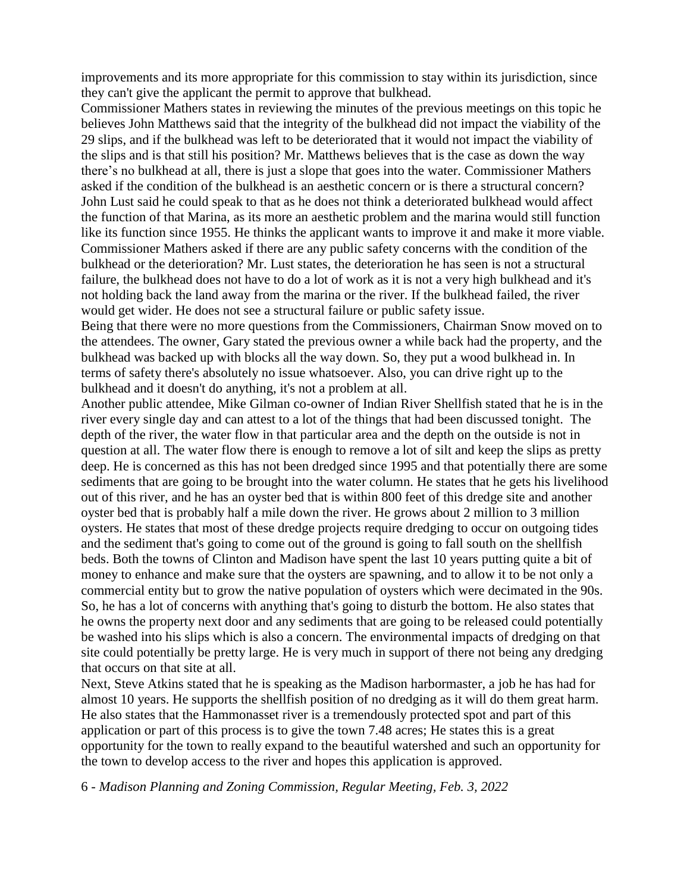improvements and its more appropriate for this commission to stay within its jurisdiction, since they can't give the applicant the permit to approve that bulkhead.

Commissioner Mathers states in reviewing the minutes of the previous meetings on this topic he believes John Matthews said that the integrity of the bulkhead did not impact the viability of the 29 slips, and if the bulkhead was left to be deteriorated that it would not impact the viability of the slips and is that still his position? Mr. Matthews believes that is the case as down the way there's no bulkhead at all, there is just a slope that goes into the water. Commissioner Mathers asked if the condition of the bulkhead is an aesthetic concern or is there a structural concern? John Lust said he could speak to that as he does not think a deteriorated bulkhead would affect the function of that Marina, as its more an aesthetic problem and the marina would still function like its function since 1955. He thinks the applicant wants to improve it and make it more viable. Commissioner Mathers asked if there are any public safety concerns with the condition of the bulkhead or the deterioration? Mr. Lust states, the deterioration he has seen is not a structural failure, the bulkhead does not have to do a lot of work as it is not a very high bulkhead and it's not holding back the land away from the marina or the river. If the bulkhead failed, the river would get wider. He does not see a structural failure or public safety issue.

Being that there were no more questions from the Commissioners, Chairman Snow moved on to the attendees. The owner, Gary stated the previous owner a while back had the property, and the bulkhead was backed up with blocks all the way down. So, they put a wood bulkhead in. In terms of safety there's absolutely no issue whatsoever. Also, you can drive right up to the bulkhead and it doesn't do anything, it's not a problem at all.

Another public attendee, Mike Gilman co-owner of Indian River Shellfish stated that he is in the river every single day and can attest to a lot of the things that had been discussed tonight. The depth of the river, the water flow in that particular area and the depth on the outside is not in question at all. The water flow there is enough to remove a lot of silt and keep the slips as pretty deep. He is concerned as this has not been dredged since 1995 and that potentially there are some sediments that are going to be brought into the water column. He states that he gets his livelihood out of this river, and he has an oyster bed that is within 800 feet of this dredge site and another oyster bed that is probably half a mile down the river. He grows about 2 million to 3 million oysters. He states that most of these dredge projects require dredging to occur on outgoing tides and the sediment that's going to come out of the ground is going to fall south on the shellfish beds. Both the towns of Clinton and Madison have spent the last 10 years putting quite a bit of money to enhance and make sure that the oysters are spawning, and to allow it to be not only a commercial entity but to grow the native population of oysters which were decimated in the 90s. So, he has a lot of concerns with anything that's going to disturb the bottom. He also states that he owns the property next door and any sediments that are going to be released could potentially be washed into his slips which is also a concern. The environmental impacts of dredging on that site could potentially be pretty large. He is very much in support of there not being any dredging that occurs on that site at all.

Next, Steve Atkins stated that he is speaking as the Madison harbormaster, a job he has had for almost 10 years. He supports the shellfish position of no dredging as it will do them great harm. He also states that the Hammonasset river is a tremendously protected spot and part of this application or part of this process is to give the town 7.48 acres; He states this is a great opportunity for the town to really expand to the beautiful watershed and such an opportunity for the town to develop access to the river and hopes this application is approved.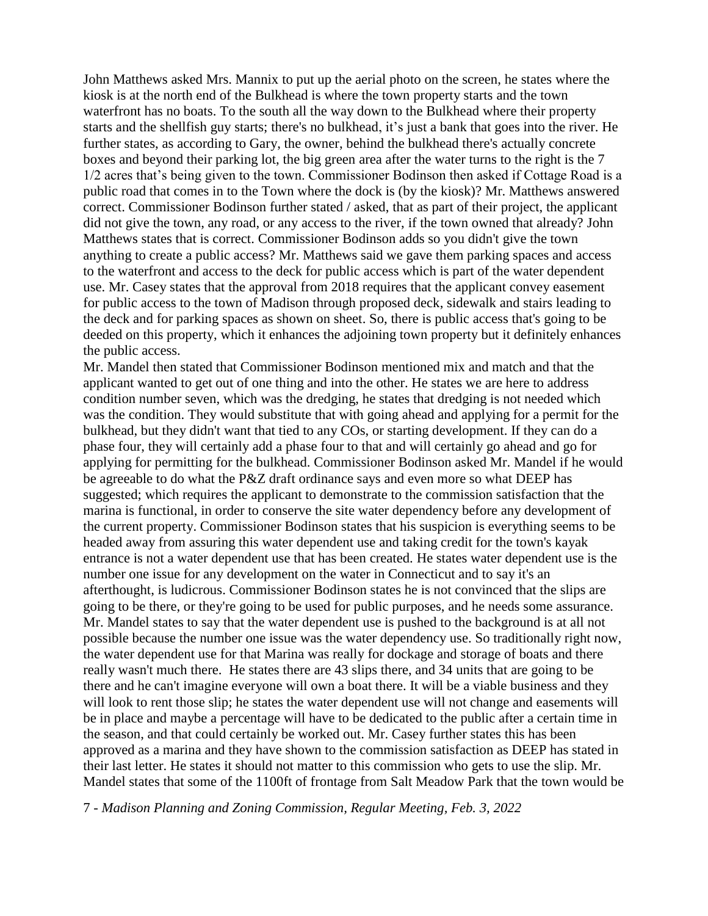John Matthews asked Mrs. Mannix to put up the aerial photo on the screen, he states where the kiosk is at the north end of the Bulkhead is where the town property starts and the town waterfront has no boats. To the south all the way down to the Bulkhead where their property starts and the shellfish guy starts; there's no bulkhead, it's just a bank that goes into the river. He further states, as according to Gary, the owner, behind the bulkhead there's actually concrete boxes and beyond their parking lot, the big green area after the water turns to the right is the 7 1/2 acres that's being given to the town. Commissioner Bodinson then asked if Cottage Road is a public road that comes in to the Town where the dock is (by the kiosk)? Mr. Matthews answered correct. Commissioner Bodinson further stated / asked, that as part of their project, the applicant did not give the town, any road, or any access to the river, if the town owned that already? John Matthews states that is correct. Commissioner Bodinson adds so you didn't give the town anything to create a public access? Mr. Matthews said we gave them parking spaces and access to the waterfront and access to the deck for public access which is part of the water dependent use. Mr. Casey states that the approval from 2018 requires that the applicant convey easement for public access to the town of Madison through proposed deck, sidewalk and stairs leading to the deck and for parking spaces as shown on sheet. So, there is public access that's going to be deeded on this property, which it enhances the adjoining town property but it definitely enhances the public access.

Mr. Mandel then stated that Commissioner Bodinson mentioned mix and match and that the applicant wanted to get out of one thing and into the other. He states we are here to address condition number seven, which was the dredging, he states that dredging is not needed which was the condition. They would substitute that with going ahead and applying for a permit for the bulkhead, but they didn't want that tied to any COs, or starting development. If they can do a phase four, they will certainly add a phase four to that and will certainly go ahead and go for applying for permitting for the bulkhead. Commissioner Bodinson asked Mr. Mandel if he would be agreeable to do what the P&Z draft ordinance says and even more so what DEEP has suggested; which requires the applicant to demonstrate to the commission satisfaction that the marina is functional, in order to conserve the site water dependency before any development of the current property. Commissioner Bodinson states that his suspicion is everything seems to be headed away from assuring this water dependent use and taking credit for the town's kayak entrance is not a water dependent use that has been created. He states water dependent use is the number one issue for any development on the water in Connecticut and to say it's an afterthought, is ludicrous. Commissioner Bodinson states he is not convinced that the slips are going to be there, or they're going to be used for public purposes, and he needs some assurance. Mr. Mandel states to say that the water dependent use is pushed to the background is at all not possible because the number one issue was the water dependency use. So traditionally right now, the water dependent use for that Marina was really for dockage and storage of boats and there really wasn't much there. He states there are 43 slips there, and 34 units that are going to be there and he can't imagine everyone will own a boat there. It will be a viable business and they will look to rent those slip; he states the water dependent use will not change and easements will be in place and maybe a percentage will have to be dedicated to the public after a certain time in the season, and that could certainly be worked out. Mr. Casey further states this has been approved as a marina and they have shown to the commission satisfaction as DEEP has stated in their last letter. He states it should not matter to this commission who gets to use the slip. Mr. Mandel states that some of the 1100ft of frontage from Salt Meadow Park that the town would be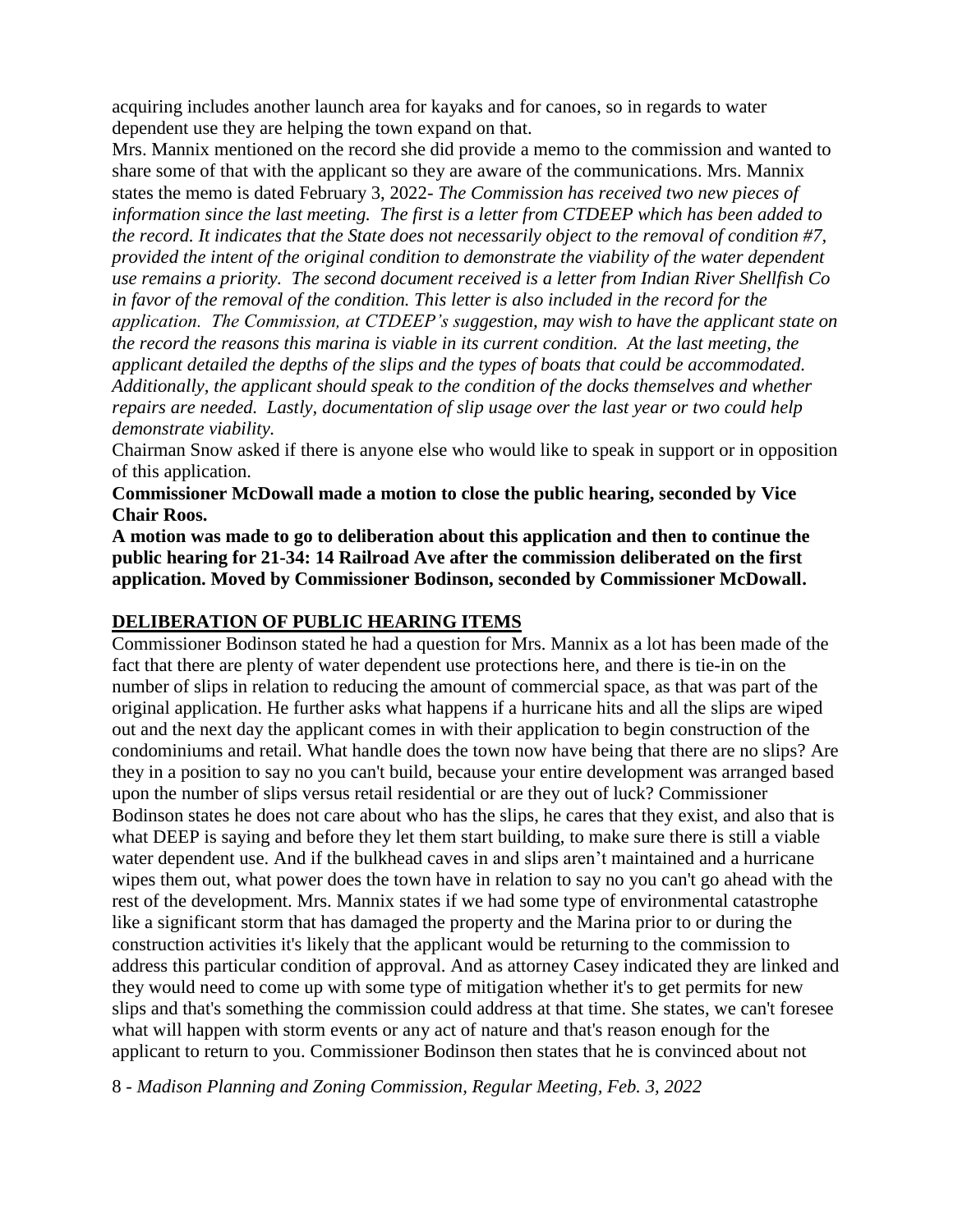acquiring includes another launch area for kayaks and for canoes, so in regards to water dependent use they are helping the town expand on that.

Mrs. Mannix mentioned on the record she did provide a memo to the commission and wanted to share some of that with the applicant so they are aware of the communications. Mrs. Mannix states the memo is dated February 3, 2022- *The Commission has received two new pieces of information since the last meeting. The first is a letter from CTDEEP which has been added to the record. It indicates that the State does not necessarily object to the removal of condition #7, provided the intent of the original condition to demonstrate the viability of the water dependent use remains a priority. The second document received is a letter from Indian River Shellfish Co in favor of the removal of the condition. This letter is also included in the record for the application. The Commission, at CTDEEP's suggestion, may wish to have the applicant state on the record the reasons this marina is viable in its current condition. At the last meeting, the applicant detailed the depths of the slips and the types of boats that could be accommodated. Additionally, the applicant should speak to the condition of the docks themselves and whether repairs are needed. Lastly, documentation of slip usage over the last year or two could help demonstrate viability.*

Chairman Snow asked if there is anyone else who would like to speak in support or in opposition of this application.

**Commissioner McDowall made a motion to close the public hearing, seconded by Vice Chair Roos.**

**A motion was made to go to deliberation about this application and then to continue the public hearing for 21-34: 14 Railroad Ave after the commission deliberated on the first application. Moved by Commissioner Bodinson, seconded by Commissioner McDowall.**

## DELIBERATION OF PUBLIC HEARING ITEMS

Commissioner Bodinson stated he had a question for Mrs. Mannix as a lot has been made of the fact that there are plenty of water dependent use protections here, and there is tie-in on the number of slips in relation to reducing the amount of commercial space, as that was part of the original application. He further asks what happens if a hurricane hits and all the slips are wiped out and the next day the applicant comes in with their application to begin construction of the condominiums and retail. What handle does the town now have being that there are no slips? Are they in a position to say no you can't build, because your entire development was arranged based upon the number of slips versus retail residential or are they out of luck? Commissioner Bodinson states he does not care about who has the slips, he cares that they exist, and also that is what DEEP is saying and before they let them start building, to make sure there is still a viable water dependent use. And if the bulkhead caves in and slips aren't maintained and a hurricane wipes them out, what power does the town have in relation to say no you can't go ahead with the rest of the development. Mrs. Mannix states if we had some type of environmental catastrophe like a significant storm that has damaged the property and the Marina prior to or during the construction activities it's likely that the applicant would be returning to the commission to address this particular condition of approval. And as attorney Casey indicated they are linked and they would need to come up with some type of mitigation whether it's to get permits for new slips and that's something the commission could address at that time. She states, we can't foresee what will happen with storm events or any act of nature and that's reason enough for the applicant to return to you. Commissioner Bodinson then states that he is convinced about not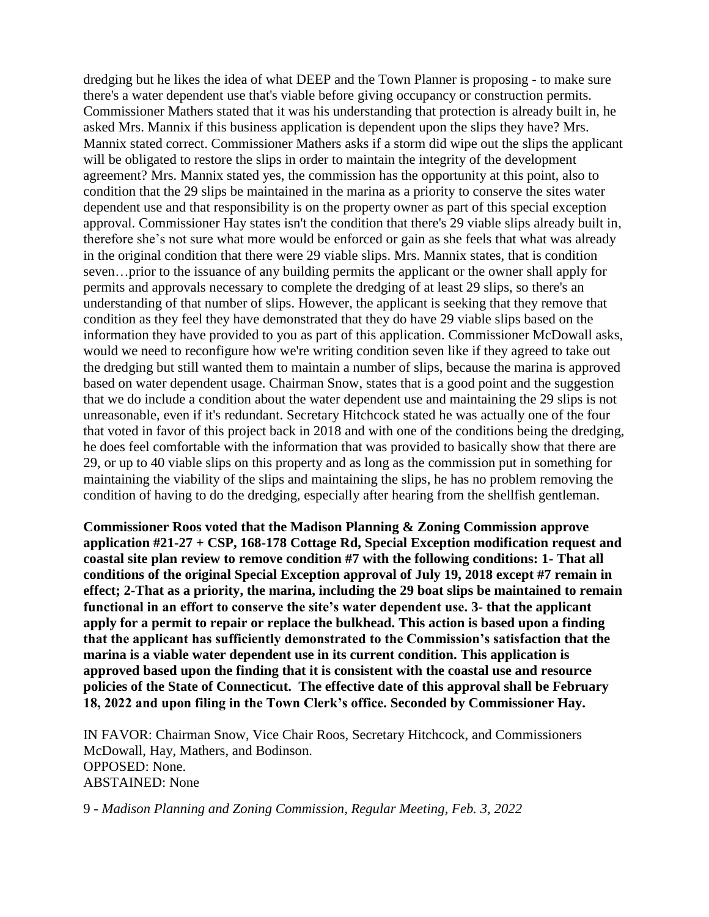dredging but he likes the idea of what DEEP and the Town Planner is proposing - to make sure there's a water dependent use that's viable before giving occupancy or construction permits. Commissioner Mathers stated that it was his understanding that protection is already built in, he asked Mrs. Mannix if this business application is dependent upon the slips they have? Mrs. Mannix stated correct. Commissioner Mathers asks if a storm did wipe out the slips the applicant will be obligated to restore the slips in order to maintain the integrity of the development agreement? Mrs. Mannix stated yes, the commission has the opportunity at this point, also to condition that the 29 slips be maintained in the marina as a priority to conserve the sites water dependent use and that responsibility is on the property owner as part of this special exception approval. Commissioner Hay states isn't the condition that there's 29 viable slips already built in, therefore she's not sure what more would be enforced or gain as she feels that what was already in the original condition that there were 29 viable slips. Mrs. Mannix states, that is condition seven…prior to the issuance of any building permits the applicant or the owner shall apply for permits and approvals necessary to complete the dredging of at least 29 slips, so there's an understanding of that number of slips. However, the applicant is seeking that they remove that condition as they feel they have demonstrated that they do have 29 viable slips based on the information they have provided to you as part of this application. Commissioner McDowall asks, would we need to reconfigure how we're writing condition seven like if they agreed to take out the dredging but still wanted them to maintain a number of slips, because the marina is approved based on water dependent usage. Chairman Snow, states that is a good point and the suggestion that we do include a condition about the water dependent use and maintaining the 29 slips is not unreasonable, even if it's redundant. Secretary Hitchcock stated he was actually one of the four that voted in favor of this project back in 2018 and with one of the conditions being the dredging, he does feel comfortable with the information that was provided to basically show that there are 29, or up to 40 viable slips on this property and as long as the commission put in something for maintaining the viability of the slips and maintaining the slips, he has no problem removing the condition of having to do the dredging, especially after hearing from the shellfish gentleman.

**Commissioner Roos voted that the Madison Planning & Zoning Commission approve application #21-27 + CSP, 168-178 Cottage Rd, Special Exception modification request and coastal site plan review to remove condition #7 with the following conditions: 1- That all conditions of the original Special Exception approval of July 19, 2018 except #7 remain in effect; 2-That as a priority, the marina, including the 29 boat slips be maintained to remain functional in an effort to conserve the site's water dependent use. 3- that the applicant apply for a permit to repair or replace the bulkhead. This action is based upon a finding that the applicant has sufficiently demonstrated to the Commission's satisfaction that the marina is a viable water dependent use in its current condition. This application is approved based upon the finding that it is consistent with the coastal use and resource policies of the State of Connecticut. The effective date of this approval shall be February 18, 2022 and upon filing in the Town Clerk's office. Seconded by Commissioner Hay.**

IN FAVOR: Chairman Snow, Vice Chair Roos, Secretary Hitchcock, and Commissioners McDowall, Hay, Mathers, and Bodinson.
OPPOSED: None.
ABSTAINED: None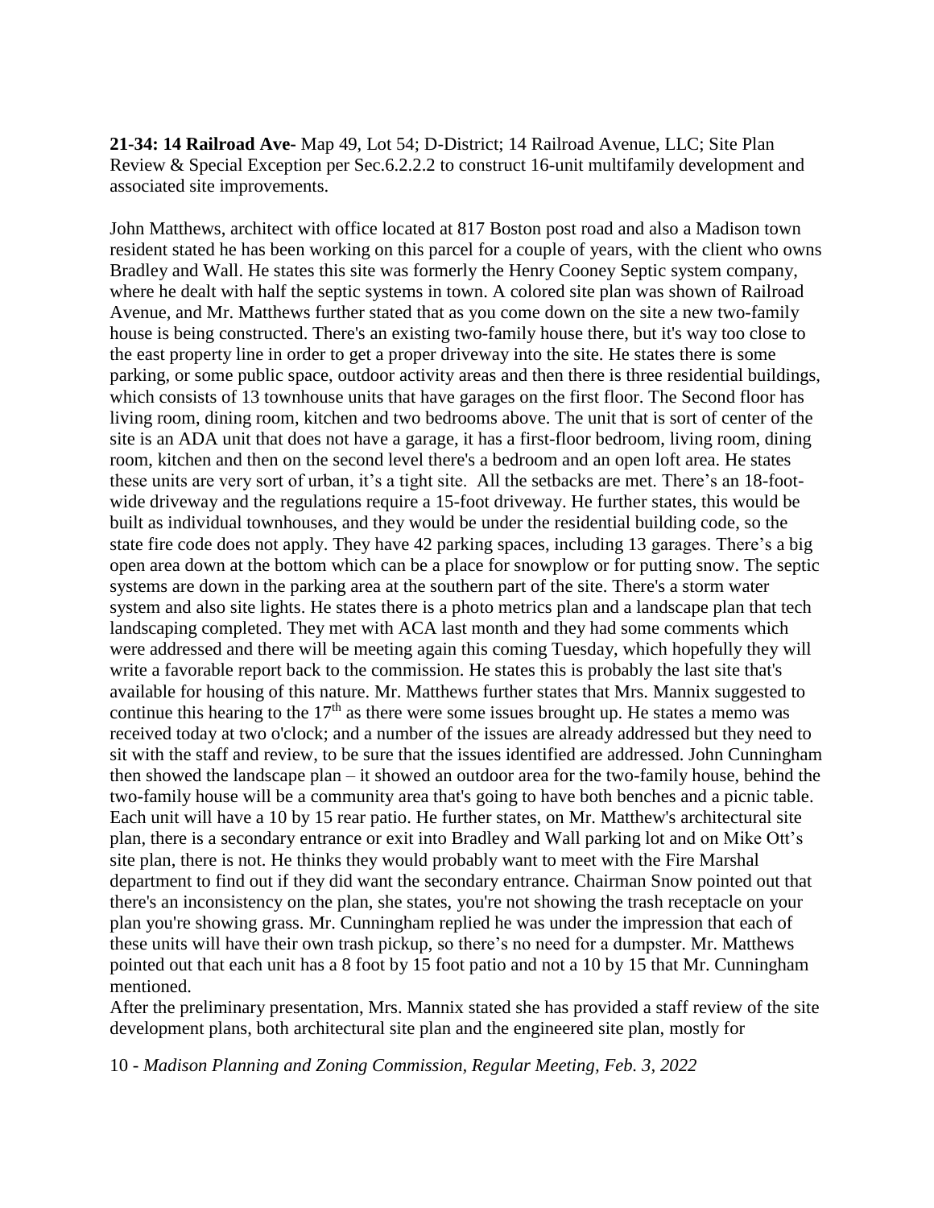**21-34: 14 Railroad Ave-** Map 49, Lot 54; D-District; 14 Railroad Avenue, LLC; Site Plan Review & Special Exception per Sec.6.2.2.2 to construct 16-unit multifamily development and associated site improvements.

John Matthews, architect with office located at 817 Boston post road and also a Madison town resident stated he has been working on this parcel for a couple of years, with the client who owns Bradley and Wall. He states this site was formerly the Henry Cooney Septic system company, where he dealt with half the septic systems in town. A colored site plan was shown of Railroad Avenue, and Mr. Matthews further stated that as you come down on the site a new two-family house is being constructed. There's an existing two-family house there, but it's way too close to the east property line in order to get a proper driveway into the site. He states there is some parking, or some public space, outdoor activity areas and then there is three residential buildings, which consists of 13 townhouse units that have garages on the first floor. The Second floor has living room, dining room, kitchen and two bedrooms above. The unit that is sort of center of the site is an ADA unit that does not have a garage, it has a first-floor bedroom, living room, dining room, kitchen and then on the second level there's a bedroom and an open loft area. He states these units are very sort of urban, it's a tight site. All the setbacks are met. There's an 18-foot-wide driveway and the regulations require a 15-foot driveway. He further states, this would be built as individual townhouses, and they would be under the residential building code, so the state fire code does not apply. They have 42 parking spaces, including 13 garages. There's a big open area down at the bottom which can be a place for snowplow or for putting snow. The septic systems are down in the parking area at the southern part of the site. There's a storm water system and also site lights. He states there is a photo metrics plan and a landscape plan that tech landscaping completed. They met with ACA last month and they had some comments which were addressed and there will be meeting again this coming Tuesday, which hopefully they will write a favorable report back to the commission. He states this is probably the last site that's available for housing of this nature. Mr. Matthews further states that Mrs. Mannix suggested to continue this hearing to the 17th as there were some issues brought up. He states a memo was received today at two o'clock; and a number of the issues are already addressed but they need to sit with the staff and review, to be sure that the issues identified are addressed. John Cunningham then showed the landscape plan – it showed an outdoor area for the two-family house, behind the two-family house will be a community area that's going to have both benches and a picnic table. Each unit will have a 10 by 15 rear patio. He further states, on Mr. Matthew's architectural site plan, there is a secondary entrance or exit into Bradley and Wall parking lot and on Mike Ott's site plan, there is not. He thinks they would probably want to meet with the Fire Marshal department to find out if they did want the secondary entrance. Chairman Snow pointed out that there's an inconsistency on the plan, she states, you're not showing the trash receptacle on your plan you're showing grass. Mr. Cunningham replied he was under the impression that each of these units will have their own trash pickup, so there's no need for a dumpster. Mr. Matthews pointed out that each unit has a 8 foot by 15 foot patio and not a 10 by 15 that Mr. Cunningham mentioned.

After the preliminary presentation, Mrs. Mannix stated she has provided a staff review of the site development plans, both architectural site plan and the engineered site plan, mostly for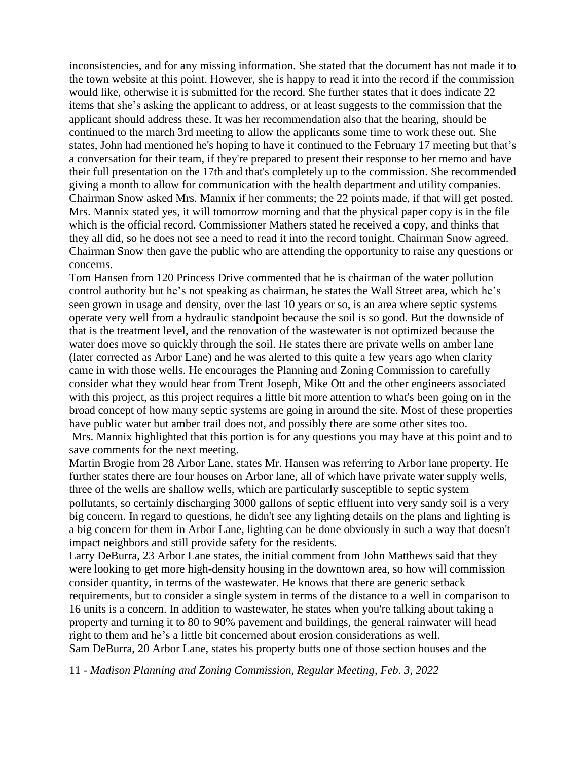inconsistencies, and for any missing information. She stated that the document has not made it to the town website at this point. However, she is happy to read it into the record if the commission would like, otherwise it is submitted for the record. She further states that it does indicate 22 items that she's asking the applicant to address, or at least suggests to the commission that the applicant should address these. It was her recommendation also that the hearing, should be continued to the march 3rd meeting to allow the applicants some time to work these out. She states, John had mentioned he's hoping to have it continued to the February 17 meeting but that's a conversation for their team, if they're prepared to present their response to her memo and have their full presentation on the 17th and that's completely up to the commission. She recommended giving a month to allow for communication with the health department and utility companies. Chairman Snow asked Mrs. Mannix if her comments; the 22 points made, if that will get posted. Mrs. Mannix stated yes, it will tomorrow morning and that the physical paper copy is in the file which is the official record. Commissioner Mathers stated he received a copy, and thinks that they all did, so he does not see a need to read it into the record tonight. Chairman Snow agreed. Chairman Snow then gave the public who are attending the opportunity to raise any questions or concerns.

Tom Hansen from 120 Princess Drive commented that he is chairman of the water pollution control authority but he's not speaking as chairman, he states the Wall Street area, which he's seen grown in usage and density, over the last 10 years or so, is an area where septic systems operate very well from a hydraulic standpoint because the soil is so good. But the downside of that is the treatment level, and the renovation of the wastewater is not optimized because the water does move so quickly through the soil. He states there are private wells on amber lane (later corrected as Arbor Lane) and he was alerted to this quite a few years ago when clarity came in with those wells. He encourages the Planning and Zoning Commission to carefully consider what they would hear from Trent Joseph, Mike Ott and the other engineers associated with this project, as this project requires a little bit more attention to what's been going on in the broad concept of how many septic systems are going in around the site. Most of these properties have public water but amber trail does not, and possibly there are some other sites too.

Mrs. Mannix highlighted that this portion is for any questions you may have at this point and to save comments for the next meeting.

Martin Brogie from 28 Arbor Lane, states Mr. Hansen was referring to Arbor lane property. He further states there are four houses on Arbor lane, all of which have private water supply wells, three of the wells are shallow wells, which are particularly susceptible to septic system pollutants, so certainly discharging 3000 gallons of septic effluent into very sandy soil is a very big concern. In regard to questions, he didn't see any lighting details on the plans and lighting is a big concern for them in Arbor Lane, lighting can be done obviously in such a way that doesn't impact neighbors and still provide safety for the residents.

Larry DeBurra, 23 Arbor Lane states, the initial comment from John Matthews said that they were looking to get more high-density housing in the downtown area, so how will commission consider quantity, in terms of the wastewater. He knows that there are generic setback requirements, but to consider a single system in terms of the distance to a well in comparison to 16 units is a concern. In addition to wastewater, he states when you're talking about taking a property and turning it to 80 to 90% pavement and buildings, the general rainwater will head right to them and he's a little bit concerned about erosion considerations as well.

Sam DeBurra, 20 Arbor Lane, states his property butts one of those section houses and the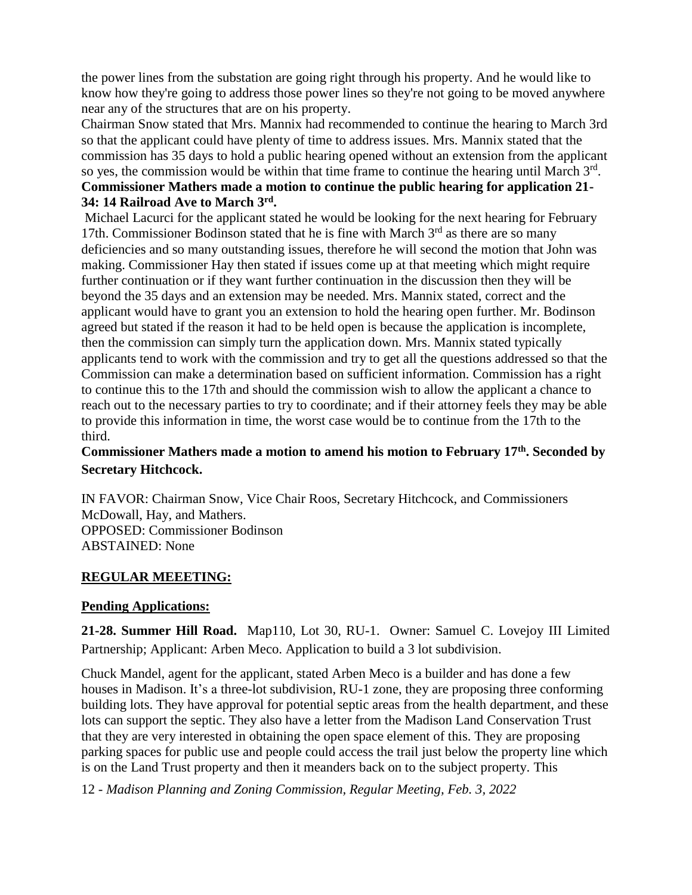the power lines from the substation are going right through his property. And he would like to know how they're going to address those power lines so they're not going to be moved anywhere near any of the structures that are on his property.

Chairman Snow stated that Mrs. Mannix had recommended to continue the hearing to March 3rd so that the applicant could have plenty of time to address issues. Mrs. Mannix stated that the commission has 35 days to hold a public hearing opened without an extension from the applicant so yes, the commission would be within that time frame to continue the hearing until March 3rd.

**Commissioner Mathers made a motion to continue the public hearing for application 21-34: 14 Railroad Ave to March 3rd.**

Michael Lacurci for the applicant stated he would be looking for the next hearing for February 17th. Commissioner Bodinson stated that he is fine with March 3rd as there are so many deficiencies and so many outstanding issues, therefore he will second the motion that John was making. Commissioner Hay then stated if issues come up at that meeting which might require further continuation or if they want further continuation in the discussion then they will be beyond the 35 days and an extension may be needed. Mrs. Mannix stated, correct and the applicant would have to grant you an extension to hold the hearing open further. Mr. Bodinson agreed but stated if the reason it had to be held open is because the application is incomplete, then the commission can simply turn the application down. Mrs. Mannix stated typically applicants tend to work with the commission and try to get all the questions addressed so that the Commission can make a determination based on sufficient information. Commission has a right to continue this to the 17th and should the commission wish to allow the applicant a chance to reach out to the necessary parties to try to coordinate; and if their attorney feels they may be able to provide this information in time, the worst case would be to continue from the 17th to the third.

**Commissioner Mathers made a motion to amend his motion to February 17th. Seconded by Secretary Hitchcock.**

IN FAVOR: Chairman Snow, Vice Chair Roos, Secretary Hitchcock, and Commissioners McDowall, Hay, and Mathers.
OPPOSED: Commissioner Bodinson
ABSTAINED: None

## REGULAR MEEETING:

### Pending Applications:

**21-28. Summer Hill Road.** Map110, Lot 30, RU-1. Owner: Samuel C. Lovejoy III Limited Partnership; Applicant: Arben Meco. Application to build a 3 lot subdivision.

Chuck Mandel, agent for the applicant, stated Arben Meco is a builder and has done a few houses in Madison. It's a three-lot subdivision, RU-1 zone, they are proposing three conforming building lots. They have approval for potential septic areas from the health department, and these lots can support the septic. They also have a letter from the Madison Land Conservation Trust that they are very interested in obtaining the open space element of this. They are proposing parking spaces for public use and people could access the trail just below the property line which is on the Land Trust property and then it meanders back on to the subject property. This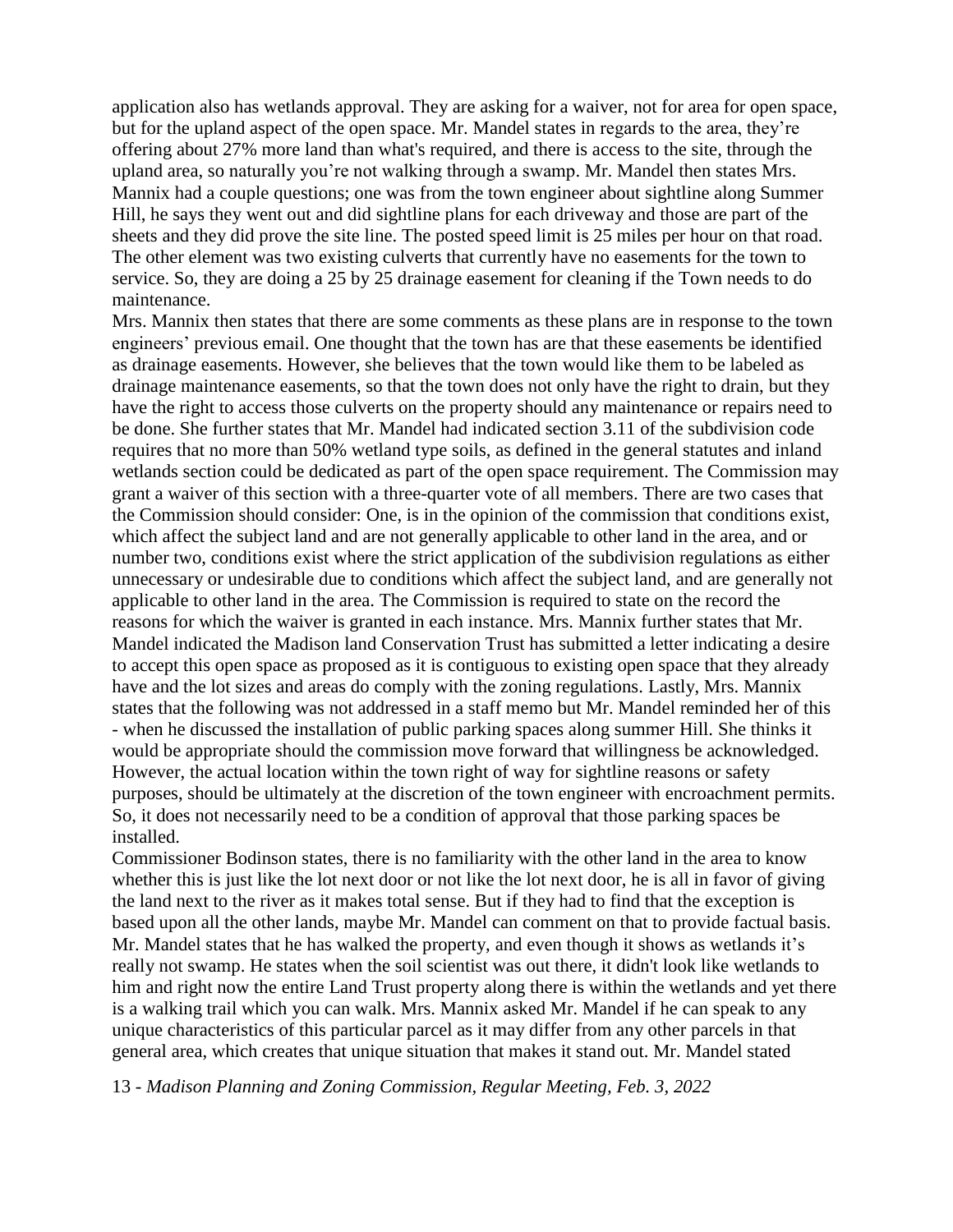application also has wetlands approval. They are asking for a waiver, not for area for open space, but for the upland aspect of the open space. Mr. Mandel states in regards to the area, they're offering about 27% more land than what's required, and there is access to the site, through the upland area, so naturally you're not walking through a swamp. Mr. Mandel then states Mrs. Mannix had a couple questions; one was from the town engineer about sightline along Summer Hill, he says they went out and did sightline plans for each driveway and those are part of the sheets and they did prove the site line. The posted speed limit is 25 miles per hour on that road. The other element was two existing culverts that currently have no easements for the town to service. So, they are doing a 25 by 25 drainage easement for cleaning if the Town needs to do maintenance.

Mrs. Mannix then states that there are some comments as these plans are in response to the town engineers' previous email. One thought that the town has are that these easements be identified as drainage easements. However, she believes that the town would like them to be labeled as drainage maintenance easements, so that the town does not only have the right to drain, but they have the right to access those culverts on the property should any maintenance or repairs need to be done. She further states that Mr. Mandel had indicated section 3.11 of the subdivision code requires that no more than 50% wetland type soils, as defined in the general statutes and inland wetlands section could be dedicated as part of the open space requirement. The Commission may grant a waiver of this section with a three-quarter vote of all members. There are two cases that the Commission should consider: One, is in the opinion of the commission that conditions exist, which affect the subject land and are not generally applicable to other land in the area, and or number two, conditions exist where the strict application of the subdivision regulations as either unnecessary or undesirable due to conditions which affect the subject land, and are generally not applicable to other land in the area. The Commission is required to state on the record the reasons for which the waiver is granted in each instance. Mrs. Mannix further states that Mr. Mandel indicated the Madison land Conservation Trust has submitted a letter indicating a desire to accept this open space as proposed as it is contiguous to existing open space that they already have and the lot sizes and areas do comply with the zoning regulations. Lastly, Mrs. Mannix states that the following was not addressed in a staff memo but Mr. Mandel reminded her of this - when he discussed the installation of public parking spaces along summer Hill. She thinks it would be appropriate should the commission move forward that willingness be acknowledged. However, the actual location within the town right of way for sightline reasons or safety purposes, should be ultimately at the discretion of the town engineer with encroachment permits. So, it does not necessarily need to be a condition of approval that those parking spaces be installed.

Commissioner Bodinson states, there is no familiarity with the other land in the area to know whether this is just like the lot next door or not like the lot next door, he is all in favor of giving the land next to the river as it makes total sense. But if they had to find that the exception is based upon all the other lands, maybe Mr. Mandel can comment on that to provide factual basis. Mr. Mandel states that he has walked the property, and even though it shows as wetlands it's really not swamp. He states when the soil scientist was out there, it didn't look like wetlands to him and right now the entire Land Trust property along there is within the wetlands and yet there is a walking trail which you can walk. Mrs. Mannix asked Mr. Mandel if he can speak to any unique characteristics of this particular parcel as it may differ from any other parcels in that general area, which creates that unique situation that makes it stand out. Mr. Mandel stated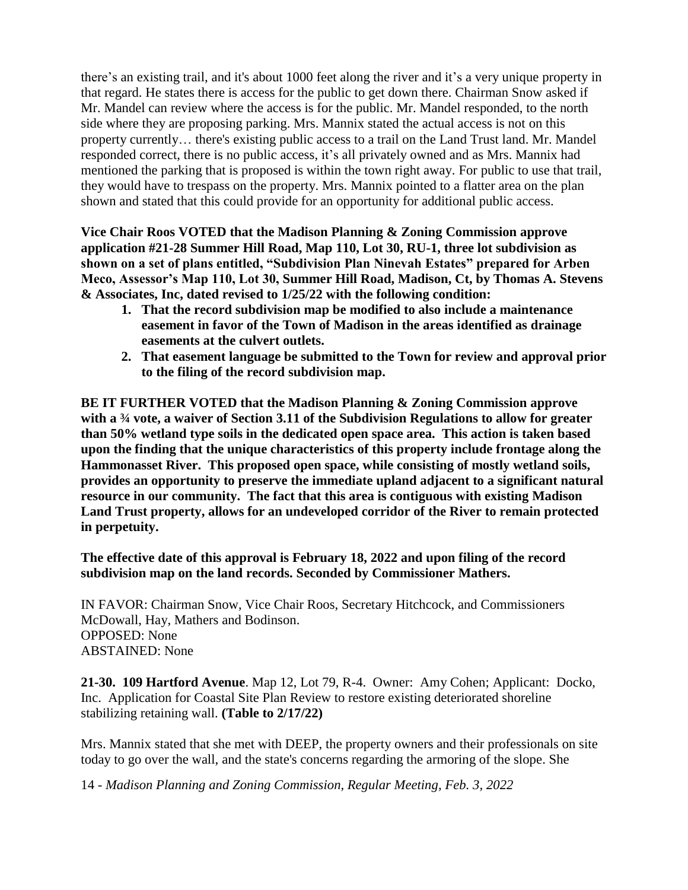there's an existing trail, and it's about 1000 feet along the river and it's a very unique property in that regard. He states there is access for the public to get down there. Chairman Snow asked if Mr. Mandel can review where the access is for the public. Mr. Mandel responded, to the north side where they are proposing parking. Mrs. Mannix stated the actual access is not on this property currently… there's existing public access to a trail on the Land Trust land. Mr. Mandel responded correct, there is no public access, it's all privately owned and as Mrs. Mannix had mentioned the parking that is proposed is within the town right away. For public to use that trail, they would have to trespass on the property. Mrs. Mannix pointed to a flatter area on the plan shown and stated that this could provide for an opportunity for additional public access.

**Vice Chair Roos VOTED that the Madison Planning & Zoning Commission approve application #21-28 Summer Hill Road, Map 110, Lot 30, RU-1, three lot subdivision as shown on a set of plans entitled, "Subdivision Plan Ninevah Estates" prepared for Arben Meco, Assessor's Map 110, Lot 30, Summer Hill Road, Madison, Ct, by Thomas A. Stevens & Associates, Inc, dated revised to 1/25/22 with the following condition:**

1. **That the record subdivision map be modified to also include a maintenance easement in favor of the Town of Madison in the areas identified as drainage easements at the culvert outlets.**
2. **That easement language be submitted to the Town for review and approval prior to the filing of the record subdivision map.**

**BE IT FURTHER VOTED that the Madison Planning & Zoning Commission approve with a ¾ vote, a waiver of Section 3.11 of the Subdivision Regulations to allow for greater than 50% wetland type soils in the dedicated open space area. This action is taken based upon the finding that the unique characteristics of this property include frontage along the Hammonasset River. This proposed open space, while consisting of mostly wetland soils, provides an opportunity to preserve the immediate upland adjacent to a significant natural resource in our community. The fact that this area is contiguous with existing Madison Land Trust property, allows for an undeveloped corridor of the River to remain protected in perpetuity.**

**The effective date of this approval is February 18, 2022 and upon filing of the record subdivision map on the land records. Seconded by Commissioner Mathers.**

IN FAVOR: Chairman Snow, Vice Chair Roos, Secretary Hitchcock, and Commissioners McDowall, Hay, Mathers and Bodinson.
OPPOSED: None
ABSTAINED: None

**21-30. 109 Hartford Avenue**. Map 12, Lot 79, R-4. Owner: Amy Cohen; Applicant: Docko, Inc. Application for Coastal Site Plan Review to restore existing deteriorated shoreline stabilizing retaining wall. **(Table to 2/17/22)**

Mrs. Mannix stated that she met with DEEP, the property owners and their professionals on site today to go over the wall, and the state's concerns regarding the armoring of the slope. She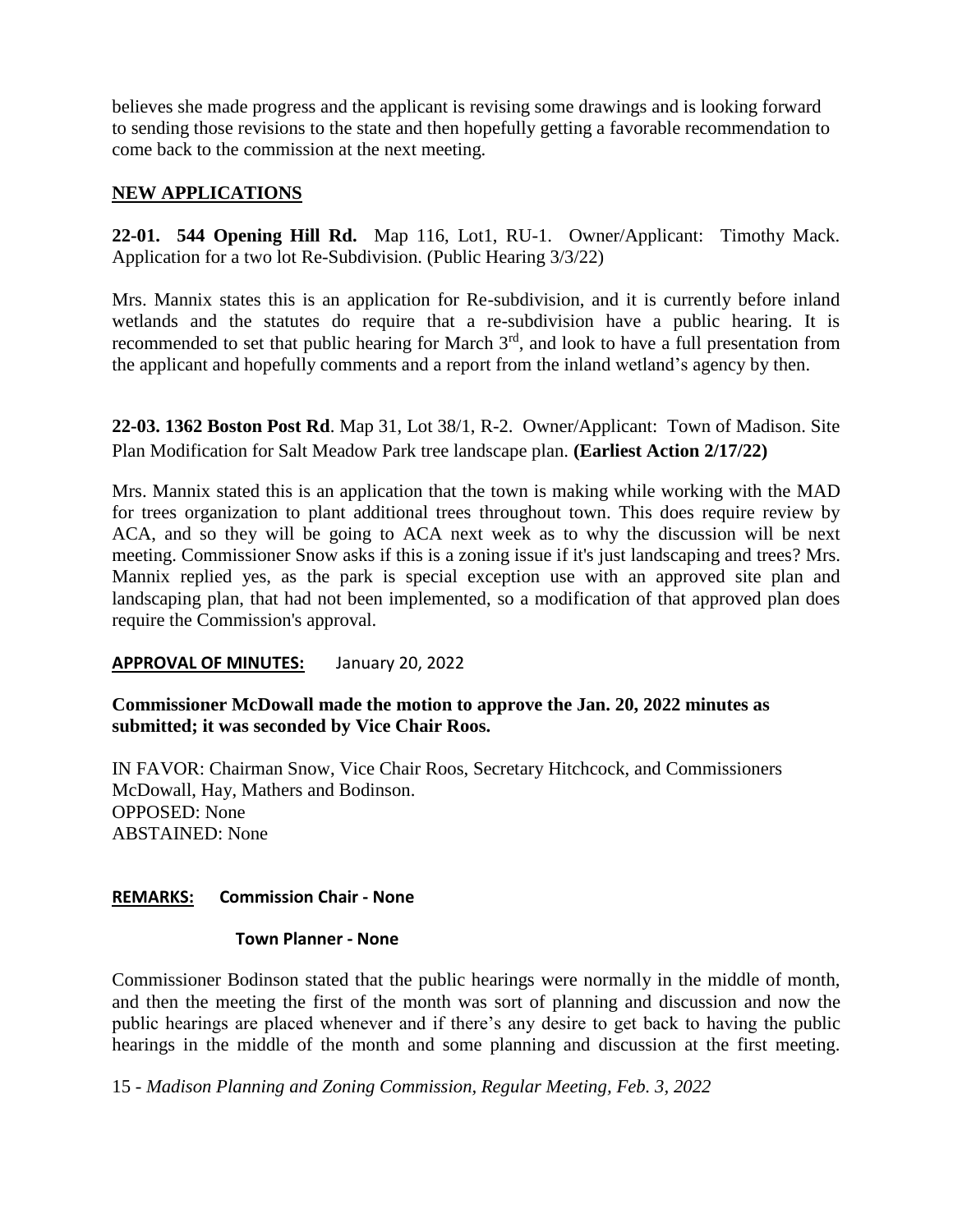believes she made progress and the applicant is revising some drawings and is looking forward to sending those revisions to the state and then hopefully getting a favorable recommendation to come back to the commission at the next meeting.

## NEW APPLICATIONS

**22-01. 544 Opening Hill Rd.** Map 116, Lot1, RU-1. Owner/Applicant: Timothy Mack. Application for a two lot Re-Subdivision. (Public Hearing 3/3/22)

Mrs. Mannix states this is an application for Re-subdivision, and it is currently before inland wetlands and the statutes do require that a re-subdivision have a public hearing. It is recommended to set that public hearing for March 3rd, and look to have a full presentation from the applicant and hopefully comments and a report from the inland wetland's agency by then.

**22-03. 1362 Boston Post Rd**. Map 31, Lot 38/1, R-2. Owner/Applicant: Town of Madison. Site Plan Modification for Salt Meadow Park tree landscape plan. **(Earliest Action 2/17/22)**

Mrs. Mannix stated this is an application that the town is making while working with the MAD for trees organization to plant additional trees throughout town. This does require review by ACA, and so they will be going to ACA next week as to why the discussion will be next meeting. Commissioner Snow asks if this is a zoning issue if it's just landscaping and trees? Mrs. Mannix replied yes, as the park is special exception use with an approved site plan and landscaping plan, that had not been implemented, so a modification of that approved plan does require the Commission's approval.

**APPROVAL OF MINUTES:** January 20, 2022

**Commissioner McDowall made the motion to approve the Jan. 20, 2022 minutes as submitted; it was seconded by Vice Chair Roos.**

IN FAVOR: Chairman Snow, Vice Chair Roos, Secretary Hitchcock, and Commissioners McDowall, Hay, Mathers and Bodinson.
OPPOSED: None
ABSTAINED: None

**REMARKS: Commission Chair - None**

**Town Planner - None**

Commissioner Bodinson stated that the public hearings were normally in the middle of month, and then the meeting the first of the month was sort of planning and discussion and now the public hearings are placed whenever and if there's any desire to get back to having the public hearings in the middle of the month and some planning and discussion at the first meeting.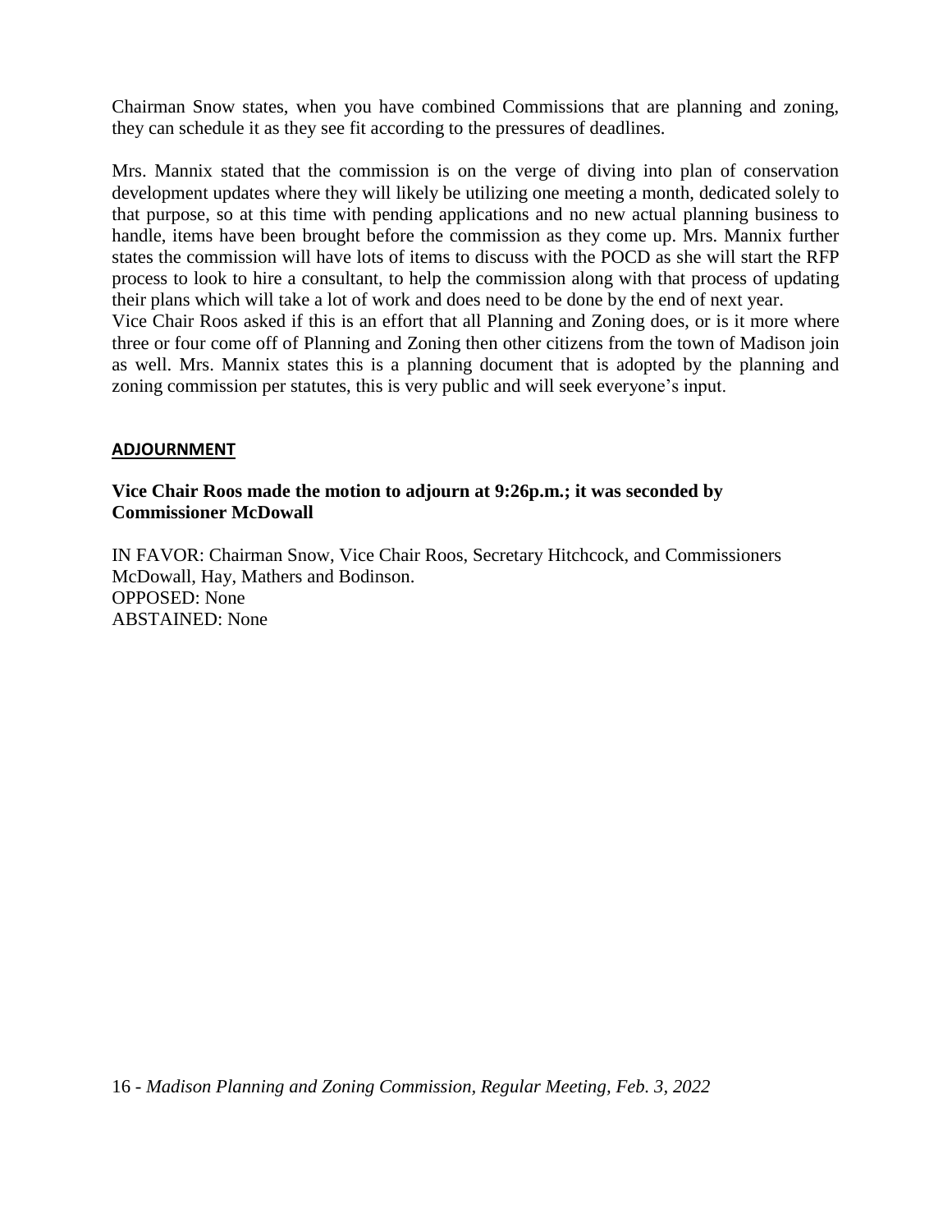Chairman Snow states, when you have combined Commissions that are planning and zoning, they can schedule it as they see fit according to the pressures of deadlines.

Mrs. Mannix stated that the commission is on the verge of diving into plan of conservation development updates where they will likely be utilizing one meeting a month, dedicated solely to that purpose, so at this time with pending applications and no new actual planning business to handle, items have been brought before the commission as they come up. Mrs. Mannix further states the commission will have lots of items to discuss with the POCD as she will start the RFP process to look to hire a consultant, to help the commission along with that process of updating their plans which will take a lot of work and does need to be done by the end of next year.
Vice Chair Roos asked if this is an effort that all Planning and Zoning does, or is it more where three or four come off of Planning and Zoning then other citizens from the town of Madison join as well. Mrs. Mannix states this is a planning document that is adopted by the planning and zoning commission per statutes, this is very public and will seek everyone's input.

## ADJOURNMENT

**Vice Chair Roos made the motion to adjourn at 9:26p.m.; it was seconded by Commissioner McDowall**

IN FAVOR: Chairman Snow, Vice Chair Roos, Secretary Hitchcock, and Commissioners McDowall, Hay, Mathers and Bodinson.
OPPOSED: None
ABSTAINED: None